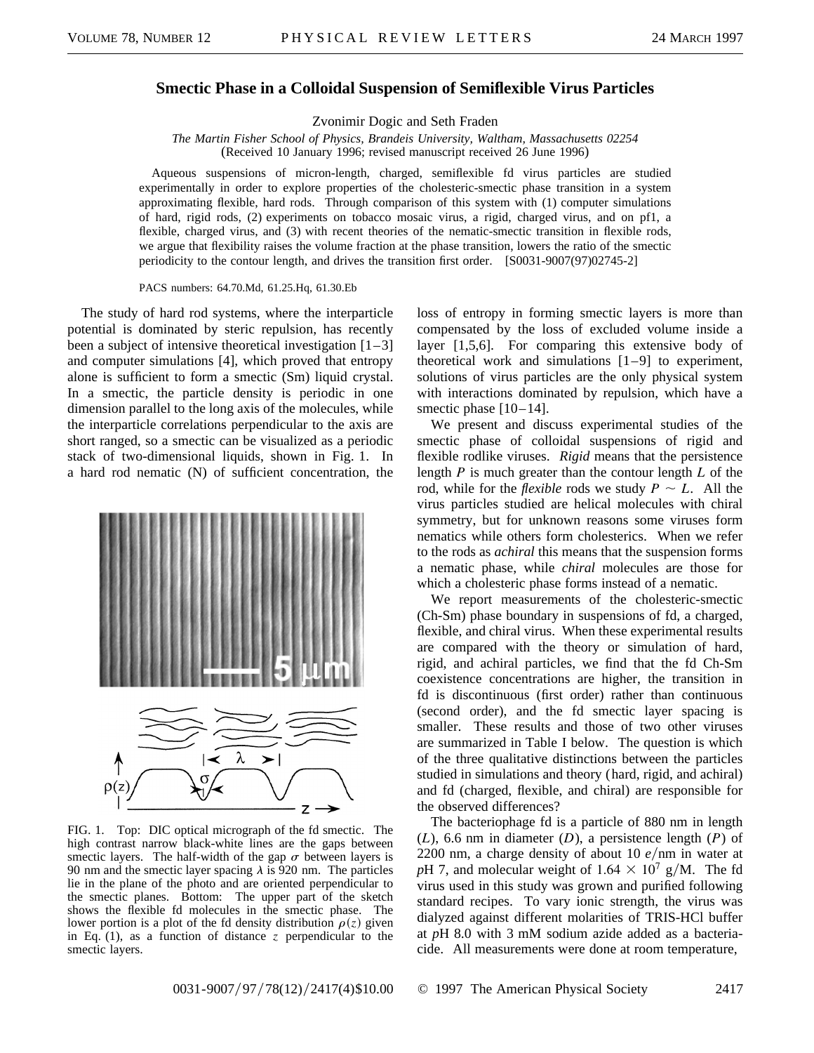# Smectic Phase in a Colloidal Suspension of Semiflexible Virus Particles

Zvonimir Dogic and Seth Fraden

*The Martin Fisher School of Physics, Brandeis University, Waltham, Massachusetts 02254*
(Received 10 January 1996; revised manuscript received 26 June 1996)

Aqueous suspensions of micron-length, charged, semiflexible fd virus particles are studied experimentally in order to explore properties of the cholesteric-smectic phase transition in a system approximating flexible, hard rods. Through comparison of this system with (1) computer simulations of hard, rigid rods, (2) experiments on tobacco mosaic virus, a rigid, charged virus, and on pf1, a flexible, charged virus, and (3) with recent theories of the nematic-smectic transition in flexible rods, we argue that flexibility raises the volume fraction at the phase transition, lowers the ratio of the smectic periodicity to the contour length, and drives the transition first order. [S0031-9007(97)02745-2]

PACS numbers: 64.70.Md, 61.25.Hq, 61.30.Eb

The study of hard rod systems, where the interparticle potential is dominated by steric repulsion, has recently been a subject of intensive theoretical investigation [1–3] and computer simulations [4], which proved that entropy alone is sufficient to form a smectic (Sm) liquid crystal. In a smectic, the particle density is periodic in one dimension parallel to the long axis of the molecules, while the interparticle correlations perpendicular to the axis are short ranged, so a smectic can be visualized as a periodic stack of two-dimensional liquids, shown in Fig. 1. In a hard rod nematic (N) of sufficient concentration, the loss of entropy in forming smectic layers is more than compensated by the loss of excluded volume inside a layer [1,5,6]. For comparing this extensive body of theoretical work and simulations [1–9] to experiment, solutions of virus particles are the only physical system with interactions dominated by repulsion, which have a smectic phase [10–14].

FIG. 1. Top: DIC optical micrograph of the fd smectic. The high contrast narrow black-white lines are the gaps between smectic layers. The half-width of the gap $\sigma$ between layers is 90 nm and the smectic layer spacing $\lambda$ is 920 nm. The particles lie in the plane of the photo and are oriented perpendicular to the smectic planes. Bottom: The upper part of the sketch shows the flexible fd molecules in the smectic phase. The lower portion is a plot of the fd density distribution $\rho(z)$ given in Eq. (1), as a function of distance $z$ perpendicular to the smectic layers.

We present and discuss experimental studies of the smectic phase of colloidal suspensions of rigid and flexible rodlike viruses. *Rigid* means that the persistence length $P$ is much greater than the contour length $L$ of the rod, while for the *flexible* rods we study $P \sim L$. All the virus particles studied are helical molecules with chiral symmetry, but for unknown reasons some viruses form nematics while others form cholesterics. When we refer to the rods as *achiral* this means that the suspension forms a nematic phase, while *chiral* molecules are those for which a cholesteric phase forms instead of a nematic.

We report measurements of the cholesteric-smectic (Ch-Sm) phase boundary in suspensions of fd, a charged, flexible, and chiral virus. When these experimental results are compared with the theory or simulation of hard, rigid, and achiral particles, we find that the fd Ch-Sm coexistence concentrations are higher, the transition in fd is discontinuous (first order) rather than continuous (second order), and the fd smectic layer spacing is smaller. These results and those of two other viruses are summarized in Table I below. The question is which of the three qualitative distinctions between the particles studied in simulations and theory (hard, rigid, and achiral) and fd (charged, flexible, and chiral) are responsible for the observed differences?

The bacteriophage fd is a particle of 880 nm in length ($L$), 6.6 nm in diameter ($D$), a persistence length ($P$) of 2200 nm, a charge density of about 10 $e$/nm in water at $p$H 7, and molecular weight of $1.64 \times 10^7$ g/M. The fd virus used in this study was grown and purified following standard recipes. To vary ionic strength, the virus was dialyzed against different molarities of TRIS-HCl buffer at $p$H 8.0 with 3 mM sodium azide added as a bacteriacide. All measurements were done at room temperature,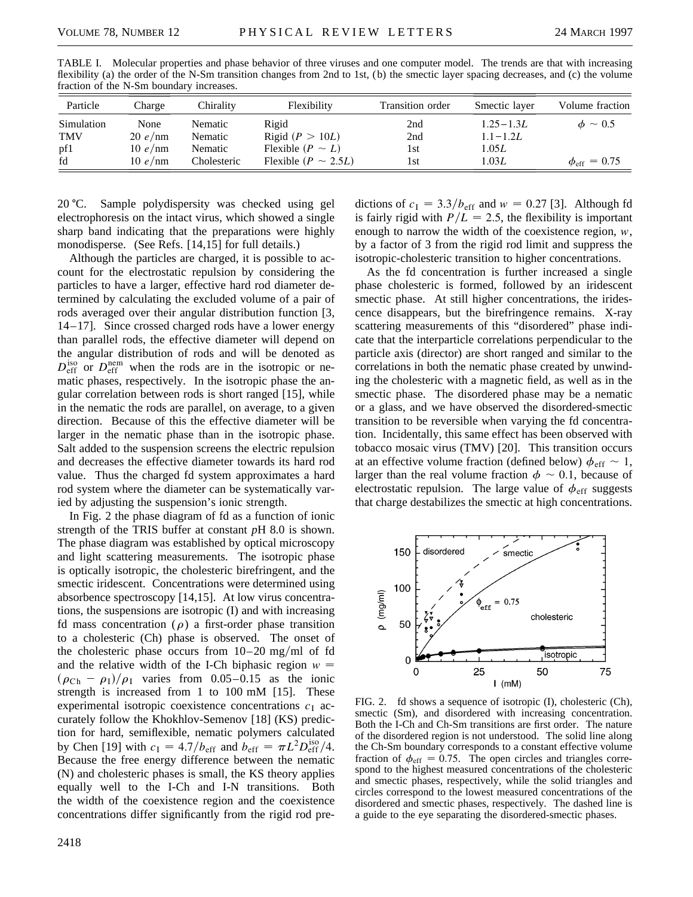TABLE I. Molecular properties and phase behavior of three viruses and one computer model. The trends are that with increasing flexibility (a) the order of the N-Sm transition changes from 2nd to 1st, (b) the smectic layer spacing decreases, and (c) the volume fraction of the N-Sm boundary increases.

| Particle | Charge | Chirality | Flexibility | Transition order | Smectic layer | Volume fraction |
|---|---|---|---|---|---|---|
| Simulation | None | Nematic | Rigid | 2nd | $1.25-1.3L$ | $\phi \sim 0.5$ |
| TMV | $20\ e/\text{nm}$ | Nematic | Rigid ($P > 10L$) | 2nd | $1.1-1.2L$ | |
| pf1 | $10\ e/\text{nm}$ | Nematic | Flexible ($P \sim L$) | 1st | $1.05L$ | |
| fd | $10\ e/\text{nm}$ | Cholesteric | Flexible ($P \sim 2.5L$) | 1st | $1.03L$ | $\phi_{\text{eff}} = 0.75$ |

20 °C. Sample polydispersity was checked using gel electrophoresis on the intact virus, which showed a single sharp band indicating that the preparations were highly monodisperse. (See Refs. [14,15] for full details.)

Although the particles are charged, it is possible to account for the electrostatic repulsion by considering the particles to have a larger, effective hard rod diameter determined by calculating the excluded volume of a pair of rods averaged over their angular distribution function [3, 14–17]. Since crossed charged rods have a lower energy than parallel rods, the effective diameter will depend on the angular distribution of rods and will be denoted as $D_{\text{eff}}^{\text{iso}}$ or $D_{\text{eff}}^{\text{nem}}$ when the rods are in the isotropic or nematic phases, respectively. In the isotropic phase the angular correlation between rods is short ranged [15], while in the nematic the rods are parallel, on average, to a given direction. Because of this the effective diameter will be larger in the nematic phase than in the isotropic phase. Salt added to the suspension screens the electric repulsion and decreases the effective diameter towards its hard rod value. Thus the charged fd system approximates a hard rod system where the diameter can be systematically varied by adjusting the suspension's ionic strength.

In Fig. 2 the phase diagram of fd as a function of ionic strength of the TRIS buffer at constant $p$H 8.0 is shown. The phase diagram was established by optical microscopy and light scattering measurements. The isotropic phase is optically isotropic, the cholesteric birefringent, and the smectic iridescent. Concentrations were determined using absorbence spectroscopy [14,15]. At low virus concentrations, the suspensions are isotropic (I) and with increasing fd mass concentration ($\rho$) a first-order phase transition to a cholesteric (Ch) phase is observed. The onset of the cholesteric phase occurs from 10–20 mg/ml of fd and the relative width of the I-Ch biphasic region $w = (\rho_{\text{Ch}} - \rho_{\text{I}})/\rho_{\text{I}}$ varies from 0.05–0.15 as the ionic strength is increased from 1 to 100 mM [15]. These experimental isotropic coexistence concentrations $c_{\text{I}}$ accurately follow the Khokhlov-Semenov [18] (KS) prediction for hard, semiflexible, nematic polymers calculated by Chen [19] with $c_{\text{I}} = 4.7/b_{\text{eff}}$ and $b_{\text{eff}} = \pi L^2 D_{\text{eff}}^{\text{iso}}/4$. Because the free energy difference between the nematic (N) and cholesteric phases is small, the KS theory applies equally well to the I-Ch and I-N transitions. Both the width of the coexistence region and the coexistence concentrations differ significantly from the rigid rod predictions of $c_{\text{I}} = 3.3/b_{\text{eff}}$ and $w = 0.27$ [3]. Although fd is fairly rigid with $P/L = 2.5$, the flexibility is important enough to narrow the width of the coexistence region, $w$, by a factor of 3 from the rigid rod limit and suppress the isotropic-cholesteric transition to higher concentrations.

As the fd concentration is further increased a single phase cholesteric is formed, followed by an iridescent smectic phase. At still higher concentrations, the iridescence disappears, but the birefringence remains. X-ray scattering measurements of this "disordered" phase indicate that the interparticle correlations perpendicular to the particle axis (director) are short ranged and similar to the correlations in both the nematic phase created by unwinding the cholesteric with a magnetic field, as well as in the smectic phase. The disordered phase may be a nematic or a glass, and we have observed the disordered-smectic transition to be reversible when varying the fd concentration. Incidentally, this same effect has been observed with tobacco mosaic virus (TMV) [20]. This transition occurs at an effective volume fraction (defined below) $\phi_{\text{eff}} \sim 1$, larger than the real volume fraction $\phi \sim 0.1$, because of electrostatic repulsion. The large value of $\phi_{\text{eff}}$ suggests that charge destabilizes the smectic at high concentrations.

FIG. 2. fd shows a sequence of isotropic (I), cholesteric (Ch), smectic (Sm), and disordered with increasing concentration. Both the I-Ch and Ch-Sm transitions are first order. The nature of the disordered region is not understood. The solid line along the Ch-Sm boundary corresponds to a constant effective volume fraction of $\phi_{\text{eff}} = 0.75$. The open circles and triangles correspond to the highest measured concentrations of the cholesteric and smectic phases, respectively, while the solid triangles and circles correspond to the lowest measured concentrations of the disordered and smectic phases, respectively. The dashed line is a guide to the eye separating the disordered-smectic phases.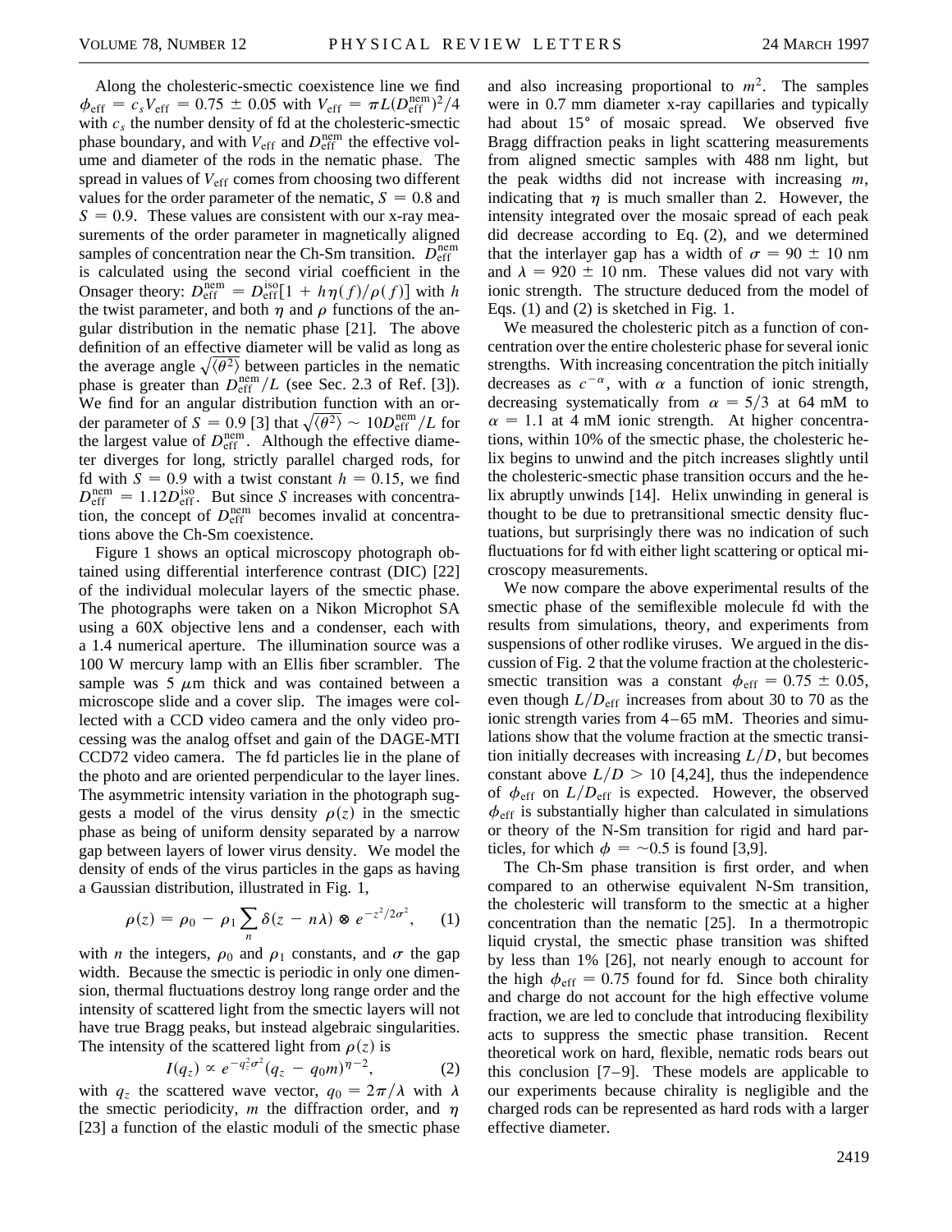Along the cholesteric-smectic coexistence line we find $\phi_{\text{eff}} = c_s V_{\text{eff}} = 0.75 \pm 0.05$ with $V_{\text{eff}} = \pi L (D_{\text{eff}}^{\text{nem}})^2/4$ with $c_s$ the number density of fd at the cholesteric-smectic phase boundary, and with $V_{\text{eff}}$ and $D_{\text{eff}}^{\text{nem}}$ the effective volume and diameter of the rods in the nematic phase. The spread in values of $V_{\text{eff}}$ comes from choosing two different values for the order parameter of the nematic, $S = 0.8$ and $S = 0.9$. These values are consistent with our x-ray measurements of the order parameter in magnetically aligned samples of concentration near the Ch-Sm transition. $D_{\text{eff}}^{\text{nem}}$ is calculated using the second virial coefficient in the Onsager theory: $D_{\text{eff}}^{\text{nem}} = D_{\text{eff}}^{\text{iso}}[1 + h\eta(f)/\rho(f)]$ with $h$ the twist parameter, and both $\eta$ and $\rho$ functions of the angular distribution in the nematic phase [21]. The above definition of an effective diameter will be valid as long as the average angle $\sqrt{\langle \theta^2 \rangle}$ between particles in the nematic phase is greater than $D_{\text{eff}}^{\text{nem}}/L$ (see Sec. 2.3 of Ref. [3]). We find for an angular distribution function with an order parameter of $S = 0.9$ [3] that $\sqrt{\langle \theta^2 \rangle} \sim 10 D_{\text{eff}}^{\text{nem}}/L$ for the largest value of $D_{\text{eff}}^{\text{nem}}$. Although the effective diameter diverges for long, strictly parallel charged rods, for fd with $S = 0.9$ with a twist constant $h = 0.15$, we find $D_{\text{eff}}^{\text{nem}} = 1.12 D_{\text{eff}}^{\text{iso}}$. But since $S$ increases with concentration, the concept of $D_{\text{eff}}^{\text{nem}}$ becomes invalid at concentrations above the Ch-Sm coexistence.

Figure 1 shows an optical microscopy photograph obtained using differential interference contrast (DIC) [22] of the individual molecular layers of the smectic phase. The photographs were taken on a Nikon Microphot SA using a 60X objective lens and a condenser, each with a 1.4 numerical aperture. The illumination source was a 100 W mercury lamp with an Ellis fiber scrambler. The sample was 5 $\mu$m thick and was contained between a microscope slide and a cover slip. The images were collected with a CCD video camera and the only video processing was the analog offset and gain of the DAGE-MTI CCD72 video camera. The fd particles lie in the plane of the photo and are oriented perpendicular to the layer lines. The asymmetric intensity variation in the photograph suggests a model of the virus density $\rho(z)$ in the smectic phase as being of uniform density separated by a narrow gap between layers of lower virus density. We model the density of ends of the virus particles in the gaps as having a Gaussian distribution, illustrated in Fig. 1,

$$\rho(z) = \rho_0 - \rho_1 \sum_n \delta(z - n\lambda) \otimes e^{-z^2/2\sigma^2}, \qquad (1)$$

with $n$ the integers, $\rho_0$ and $\rho_1$ constants, and $\sigma$ the gap width. Because the smectic is periodic in only one dimension, thermal fluctuations destroy long range order and the intensity of scattered light from the smectic layers will not have true Bragg peaks, but instead algebraic singularities. The intensity of the scattered light from $\rho(z)$ is

$$I(q_z) \propto e^{-q_z^2\sigma^2}(q_z - q_0 m)^{\eta - 2}, \qquad (2)$$

with $q_z$ the scattered wave vector, $q_0 = 2\pi/\lambda$ with $\lambda$ the smectic periodicity, $m$ the diffraction order, and $\eta$ [23] a function of the elastic moduli of the smectic phase and also increasing proportional to $m^2$. The samples were in 0.7 mm diameter x-ray capillaries and typically had about 15° of mosaic spread. We observed five Bragg diffraction peaks in light scattering measurements from aligned smectic samples with 488 nm light, but the peak widths did not increase with increasing $m$, indicating that $\eta$ is much smaller than 2. However, the intensity integrated over the mosaic spread of each peak did decrease according to Eq. (2), and we determined that the interlayer gap has a width of $\sigma = 90 \pm 10$ nm and $\lambda = 920 \pm 10$ nm. These values did not vary with ionic strength. The structure deduced from the model of Eqs. (1) and (2) is sketched in Fig. 1.

We measured the cholesteric pitch as a function of concentration over the entire cholesteric phase for several ionic strengths. With increasing concentration the pitch initially decreases as $c^{-\alpha}$, with $\alpha$ a function of ionic strength, decreasing systematically from $\alpha = 5/3$ at 64 mM to $\alpha = 1.1$ at 4 mM ionic strength. At higher concentrations, within 10% of the smectic phase, the cholesteric helix begins to unwind and the pitch increases slightly until the cholesteric-smectic phase transition occurs and the helix abruptly unwinds [14]. Helix unwinding in general is thought to be due to pretransitional smectic density fluctuations, but surprisingly there was no indication of such fluctuations for fd with either light scattering or optical microscopy measurements.

We now compare the above experimental results of the smectic phase of the semiflexible molecule fd with the results from simulations, theory, and experiments from suspensions of other rodlike viruses. We argued in the discussion of Fig. 2 that the volume fraction at the cholesteric-smectic transition was a constant $\phi_{\text{eff}} = 0.75 \pm 0.05$, even though $L/D_{\text{eff}}$ increases from about 30 to 70 as the ionic strength varies from 4–65 mM. Theories and simulations show that the volume fraction at the smectic transition initially decreases with increasing $L/D$, but becomes constant above $L/D > 10$ [4,24], thus the independence of $\phi_{\text{eff}}$ on $L/D_{\text{eff}}$ is expected. However, the observed $\phi_{\text{eff}}$ is substantially higher than calculated in simulations or theory of the N-Sm transition for rigid and hard particles, for which $\phi = \sim 0.5$ is found [3,9].

The Ch-Sm phase transition is first order, and when compared to an otherwise equivalent N-Sm transition, the cholesteric will transform to the smectic at a higher concentration than the nematic [25]. In a thermotropic liquid crystal, the smectic phase transition was shifted by less than 1% [26], not nearly enough to account for the high $\phi_{\text{eff}} = 0.75$ found for fd. Since both chirality and charge do not account for the high effective volume fraction, we are led to conclude that introducing flexibility acts to suppress the smectic phase transition. Recent theoretical work on hard, flexible, nematic rods bears out this conclusion [7–9]. These models are applicable to our experiments because chirality is negligible and the charged rods can be represented as hard rods with a larger effective diameter.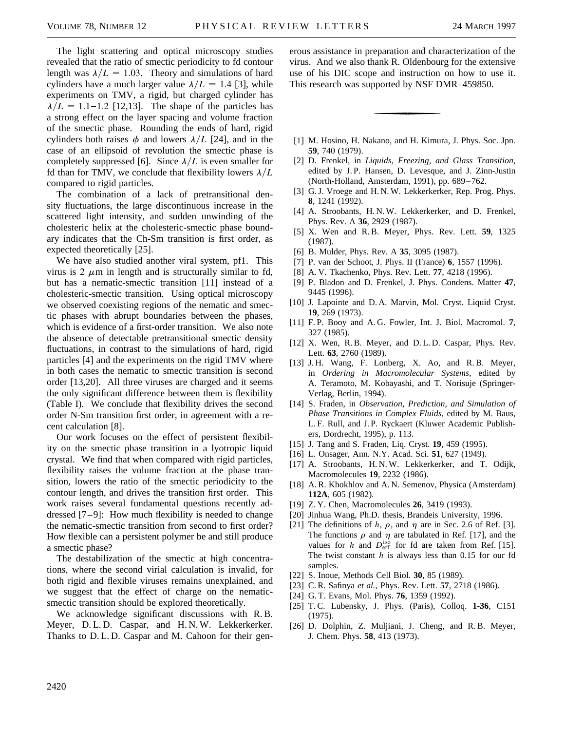The light scattering and optical microscopy studies revealed that the ratio of smectic periodicity to fd contour length was $\lambda/L = 1.03$. Theory and simulations of hard cylinders have a much larger value $\lambda/L = 1.4$ [3], while experiments on TMV, a rigid, but charged cylinder has $\lambda/L = 1.1-1.2$ [12,13]. The shape of the particles has a strong effect on the layer spacing and volume fraction of the smectic phase. Rounding the ends of hard, rigid cylinders both raises $\phi$ and lowers $\lambda/L$ [24], and in the case of an ellipsoid of revolution the smectic phase is completely suppressed [6]. Since $\lambda/L$ is even smaller for fd than for TMV, we conclude that flexibility lowers $\lambda/L$ compared to rigid particles.

The combination of a lack of pretransitional density fluctuations, the large discontinuous increase in the scattered light intensity, and sudden unwinding of the cholesteric helix at the cholesteric-smectic phase boundary indicates that the Ch-Sm transition is first order, as expected theoretically [25].

We have also studied another viral system, pf1. This virus is 2 $\mu$m in length and is structurally similar to fd, but has a nematic-smectic transition [11] instead of a cholesteric-smectic transition. Using optical microscopy we observed coexisting regions of the nematic and smectic phases with abrupt boundaries between the phases, which is evidence of a first-order transition. We also note the absence of detectable pretransitional smectic density fluctuations, in contrast to the simulations of hard, rigid particles [4] and the experiments on the rigid TMV where in both cases the nematic to smectic transition is second order [13,20]. All three viruses are charged and it seems the only significant difference between them is flexibility (Table I). We conclude that flexibility drives the second order N-Sm transition first order, in agreement with a recent calculation [8].

Our work focuses on the effect of persistent flexibility on the smectic phase transition in a lyotropic liquid crystal. We find that when compared with rigid particles, flexibility raises the volume fraction at the phase transition, lowers the ratio of the smectic periodicity to the contour length, and drives the transition first order. This work raises several fundamental questions recently addressed [7–9]: How much flexibility is needed to change the nematic-smectic transition from second to first order? How flexible can a persistent polymer be and still produce a smectic phase?

The destabilization of the smectic at high concentrations, where the second virial calculation is invalid, for both rigid and flexible viruses remains unexplained, and we suggest that the effect of charge on the nematic-smectic transition should be explored theoretically.

We acknowledge significant discussions with R. B. Meyer, D. L. D. Caspar, and H. N. W. Lekkerkerker. Thanks to D. L. D. Caspar and M. Cahoon for their generous assistance in preparation and characterization of the virus. And we also thank R. Oldenbourg for the extensive use of his DIC scope and instruction on how to use it. This research was supported by NSF DMR–459850.

---

[1] M. Hosino, H. Nakano, and H. Kimura, J. Phys. Soc. Jpn. **59**, 740 (1979).

[2] D. Frenkel, in *Liquids, Freezing, and Glass Transition*, edited by J. P. Hansen, D. Levesque, and J. Zinn-Justin (North-Holland, Amsterdam, 1991), pp. 689–762.

[3] G. J. Vroege and H. N. W. Lekkerkerker, Rep. Prog. Phys. **8**, 1241 (1992).

[4] A. Stroobants, H. N. W. Lekkerkerker, and D. Frenkel, Phys. Rev. A **36**, 2929 (1987).

[5] X. Wen and R. B. Meyer, Phys. Rev. Lett. **59**, 1325 (1987).

[6] B. Mulder, Phys. Rev. A **35**, 3095 (1987).

[7] P. van der Schoot, J. Phys. II (France) **6**, 1557 (1996).

[8] A. V. Tkachenko, Phys. Rev. Lett. **77**, 4218 (1996).

[9] P. Bladon and D. Frenkel, J. Phys. Condens. Matter **47**, 9445 (1996).

[10] J. Lapointe and D. A. Marvin, Mol. Cryst. Liquid Cryst. **19**, 269 (1973).

[11] F. P. Booy and A. G. Fowler, Int. J. Biol. Macromol. **7**, 327 (1985).

[12] X. Wen, R. B. Meyer, and D. L. D. Caspar, Phys. Rev. Lett. **63**, 2760 (1989).

[13] J. H. Wang, F. Lonberg, X. Ao, and R. B. Meyer, in *Ordering in Macromolecular Systems*, edited by A. Teramoto, M. Kobayashi, and T. Norisuje (Springer-Verlag, Berlin, 1994).

[14] S. Fraden, in *Observation, Prediction, and Simulation of Phase Transitions in Complex Fluids*, edited by M. Baus, L. F. Rull, and J. P. Ryckaert (Kluwer Academic Publishers, Dordrecht, 1995), p. 113.

[15] J. Tang and S. Fraden, Liq. Cryst. **19**, 459 (1995).

[16] L. Onsager, Ann. N.Y. Acad. Sci. **51**, 627 (1949).

[17] A. Stroobants, H. N. W. Lekkerkerker, and T. Odijk, Macromolecules **19**, 2232 (1986).

[18] A. R. Khokhlov and A. N. Semenov, Physica (Amsterdam) **112A**, 605 (1982).

[19] Z. Y. Chen, Macromolecules **26**, 3419 (1993).

[20] Jinhua Wang, Ph.D. thesis, Brandeis University, 1996.

[21] The definitions of $h$, $\rho$, and $\eta$ are in Sec. 2.6 of Ref. [3]. The functions $\rho$ and $\eta$ are tabulated in Ref. [17], and the values for $h$ and $D_{\mathrm{eff}}^{\mathrm{iso}}$ for fd are taken from Ref. [15]. The twist constant $h$ is always less than 0.15 for our fd samples.

[22] S. Inoue, Methods Cell Biol. **30**, 85 (1989).

[23] C. R. Safinya *et al.*, Phys. Rev. Lett. **57**, 2718 (1986).

[24] G. T. Evans, Mol. Phys. **76**, 1359 (1992).

[25] T. C. Lubensky, J. Phys. (Paris), Colloq. **1-36**, C151 (1975).

[26] D. Dolphin, Z. Muljiani, J. Cheng, and R. B. Meyer, J. Chem. Phys. **58**, 413 (1973).